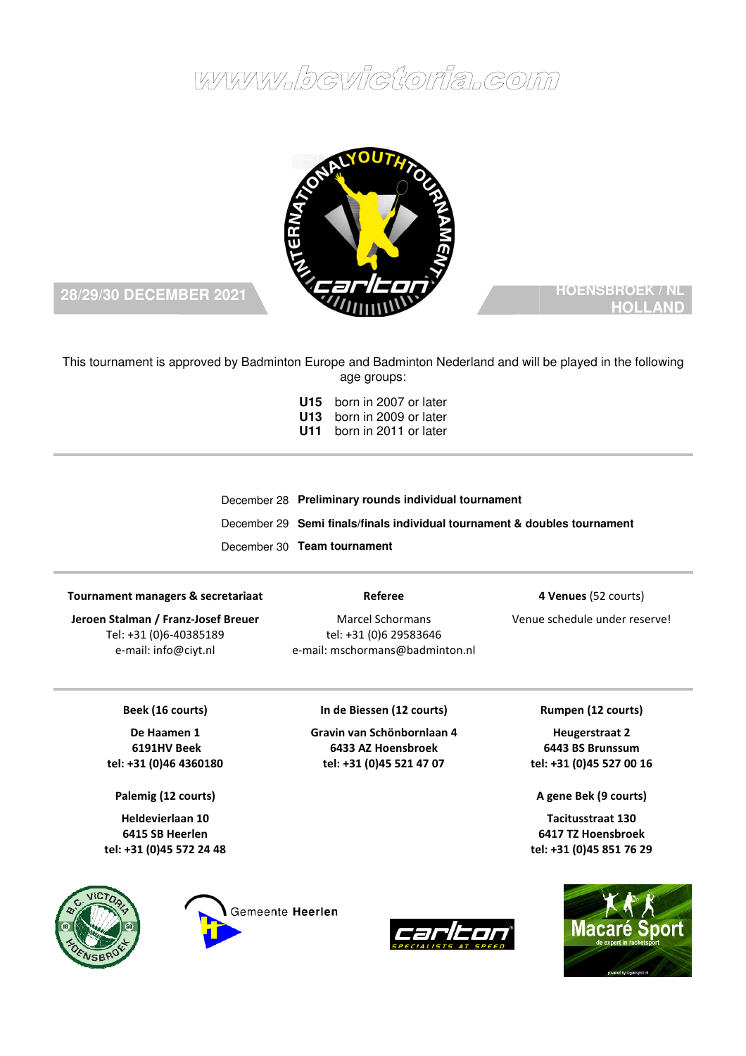www.bcvictoria.com

INTERNATIONAL YOUTH TOURNAMENT

**28/29/30 DECEMBER 2021**

**HOENSBROEK / NL HOLLAND**

This tournament is approved by Badminton Europe and Badminton Nederland and will be played in the following age groups:

**U15** born in 2007 or later
**U13** born in 2009 or later
**U11** born in 2011 or later

---

December 28 **Preliminary rounds individual tournament**

December 29 **Semi finals/finals individual tournament & doubles tournament**

December 30 **Team tournament**

---

**Tournament managers & secretariaat**

**Jeroen Stalman / Franz-Josef Breuer**
Tel: +31 (0)6-40385189
e-mail: info@ciyt.nl

**Referee**

Marcel Schormans
tel: +31 (0)6 29583646
e-mail: mschormans@badminton.nl

**4 Venues** (52 courts)

Venue schedule under reserve!

---

**Beek (16 courts)**

**De Haamen 1**
**6191HV Beek**
**tel: +31 (0)46 4360180**

**In de Biessen (12 courts)**

**Gravin van Schönbornlaan 4**
**6433 AZ Hoensbroek**
**tel: +31 (0)45 521 47 07**

**Rumpen (12 courts)**

**Heugerstraat 2**
**6443 BS Brunssum**
**tel: +31 (0)45 527 00 16**

**Palemig (12 courts)**

**Heldevierlaan 10**
**6415 SB Heerlen**
**tel: +31 (0)45 572 24 48**

**A gene Bek (9 courts)**

**Tacitusstraat 130**
**6417 TZ Hoensbroek**
**tel: +31 (0)45 851 76 29**

Gemeente Heerlen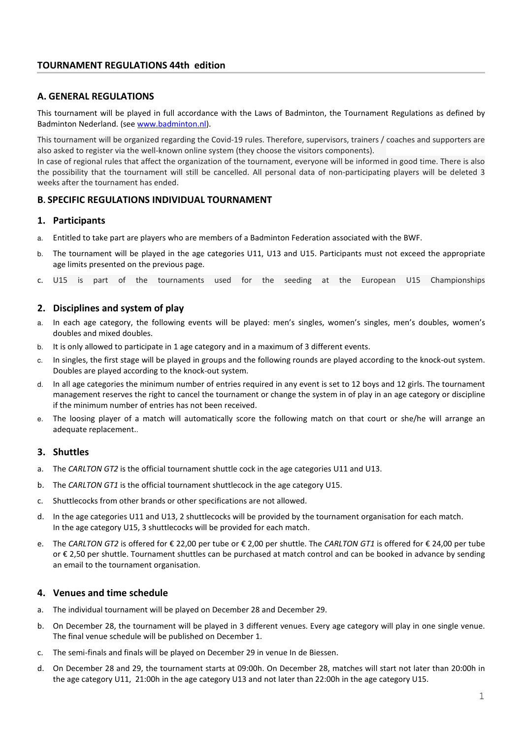## TOURNAMENT REGULATIONS 44th edition

## A. GENERAL REGULATIONS

This tournament will be played in full accordance with the Laws of Badminton, the Tournament Regulations as defined by Badminton Nederland. (see [www.badminton.nl](www.badminton.nl)).

This tournament will be organized regarding the Covid-19 rules. Therefore, supervisors, trainers / coaches and supporters are also asked to register via the well-known online system (they choose the visitors components).
In case of regional rules that affect the organization of the tournament, everyone will be informed in good time. There is also the possibility that the tournament will still be cancelled. All personal data of non-participating players will be deleted 3 weeks after the tournament has ended.

## B. SPECIFIC REGULATIONS INDIVIDUAL TOURNAMENT

### 1. Participants

a. Entitled to take part are players who are members of a Badminton Federation associated with the BWF.

b. The tournament will be played in the age categories U11, U13 and U15. Participants must not exceed the appropriate age limits presented on the previous page.

c. U15 is part of the tournaments used for the seeding at the European U15 Championships

### 2. Disciplines and system of play

a. In each age category, the following events will be played: men's singles, women's singles, men's doubles, women's doubles and mixed doubles.

b. It is only allowed to participate in 1 age category and in a maximum of 3 different events.

c. In singles, the first stage will be played in groups and the following rounds are played according to the knock-out system. Doubles are played according to the knock-out system.

d. In all age categories the minimum number of entries required in any event is set to 12 boys and 12 girls. The tournament management reserves the right to cancel the tournament or change the system in of play in an age category or discipline if the minimum number of entries has not been received.

e. The loosing player of a match will automatically score the following match on that court or she/he will arrange an adequate replacement..

### 3. Shuttles

a. The *CARLTON GT2* is the official tournament shuttle cock in the age categories U11 and U13.

b. The *CARLTON GT1* is the official tournament shuttlecock in the age category U15.

c. Shuttlecocks from other brands or other specifications are not allowed.

d. In the age categories U11 and U13, 2 shuttlecocks will be provided by the tournament organisation for each match.
In the age category U15, 3 shuttlecocks will be provided for each match.

e. The *CARLTON GT2* is offered for € 22,00 per tube or € 2,00 per shuttle. The *CARLTON GT1* is offered for € 24,00 per tube or € 2,50 per shuttle. Tournament shuttles can be purchased at match control and can be booked in advance by sending an email to the tournament organisation.

### 4. Venues and time schedule

a. The individual tournament will be played on December 28 and December 29.

b. On December 28, the tournament will be played in 3 different venues. Every age category will play in one single venue. The final venue schedule will be published on December 1.

c. The semi-finals and finals will be played on December 29 in venue In de Biessen.

d. On December 28 and 29, the tournament starts at 09:00h. On December 28, matches will start not later than 20:00h in the age category U11, 21:00h in the age category U13 and not later than 22:00h in the age category U15.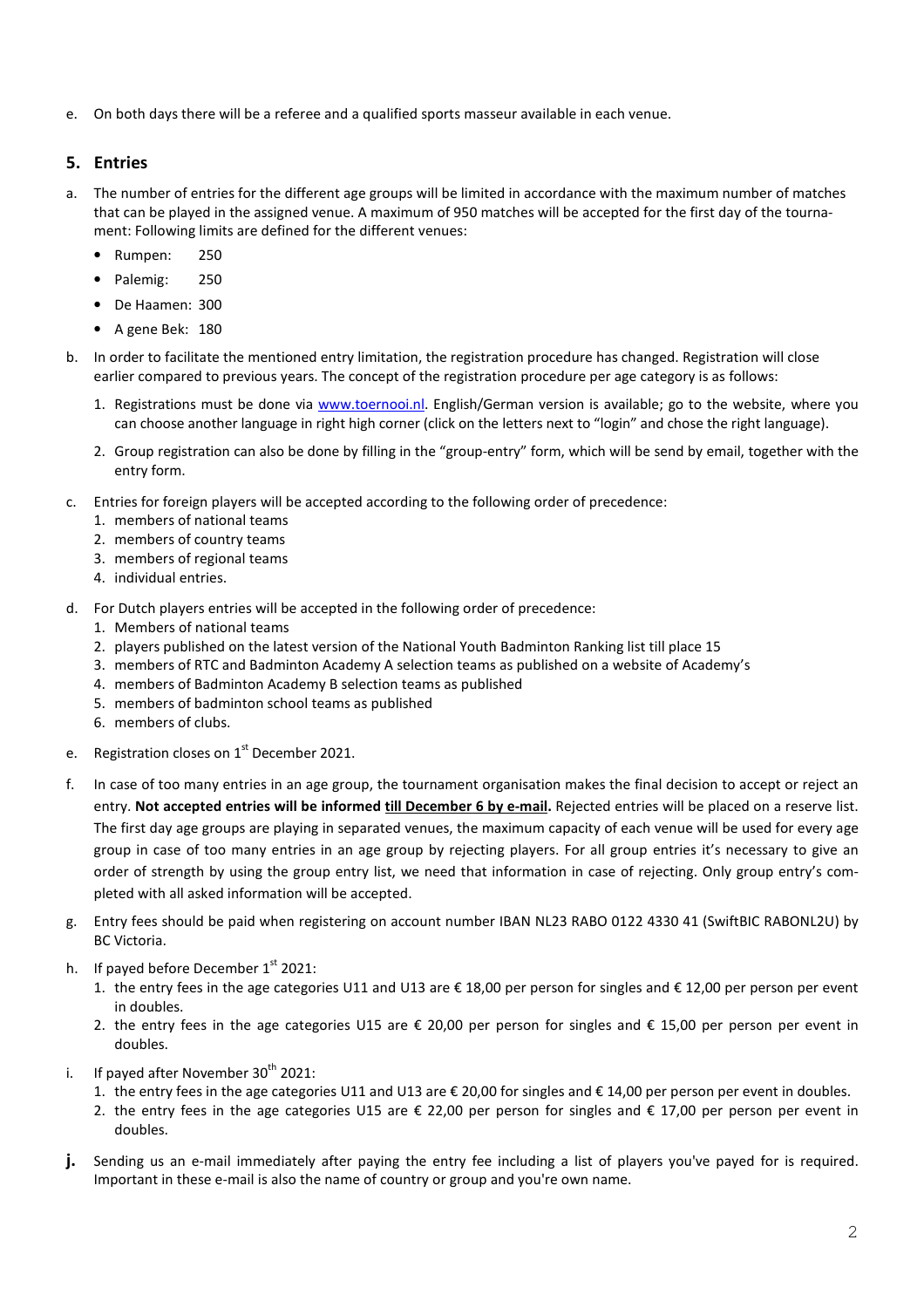e. On both days there will be a referee and a qualified sports masseur available in each venue.

## 5. Entries

a. The number of entries for the different age groups will be limited in accordance with the maximum number of matches that can be played in the assigned venue. A maximum of 950 matches will be accepted for the first day of the tournament: Following limits are defined for the different venues:

- Rumpen: 250
- Palemig: 250
- De Haamen: 300
- A gene Bek: 180

b. In order to facilitate the mentioned entry limitation, the registration procedure has changed. Registration will close earlier compared to previous years. The concept of the registration procedure per age category is as follows:

1. Registrations must be done via www.toernooi.nl. English/German version is available; go to the website, where you can choose another language in right high corner (click on the letters next to "login" and chose the right language).
2. Group registration can also be done by filling in the "group-entry" form, which will be send by email, together with the entry form.

c. Entries for foreign players will be accepted according to the following order of precedence:

1. members of national teams
2. members of country teams
3. members of regional teams
4. individual entries.

d. For Dutch players entries will be accepted in the following order of precedence:

1. Members of national teams
2. players published on the latest version of the National Youth Badminton Ranking list till place 15
3. members of RTC and Badminton Academy A selection teams as published on a website of Academy's
4. members of Badminton Academy B selection teams as published
5. members of badminton school teams as published
6. members of clubs.

e. Registration closes on 1st December 2021.

f. In case of too many entries in an age group, the tournament organisation makes the final decision to accept or reject an entry. **Not accepted entries will be informed till December 6 by e-mail.** Rejected entries will be placed on a reserve list. The first day age groups are playing in separated venues, the maximum capacity of each venue will be used for every age group in case of too many entries in an age group by rejecting players. For all group entries it's necessary to give an order of strength by using the group entry list, we need that information in case of rejecting. Only group entry's completed with all asked information will be accepted.

g. Entry fees should be paid when registering on account number IBAN NL23 RABO 0122 4330 41 (SwiftBIC RABONL2U) by BC Victoria.

h. If payed before December 1st 2021:

1. the entry fees in the age categories U11 and U13 are € 18,00 per person for singles and € 12,00 per person per event in doubles.
2. the entry fees in the age categories U15 are € 20,00 per person for singles and € 15,00 per person per event in doubles.

i. If payed after November 30th 2021:

1. the entry fees in the age categories U11 and U13 are € 20,00 for singles and € 14,00 per person per event in doubles.
2. the entry fees in the age categories U15 are € 22,00 per person for singles and € 17,00 per person per event in doubles.

**j.** Sending us an e-mail immediately after paying the entry fee including a list of players you've payed for is required. Important in these e-mail is also the name of country or group and you're own name.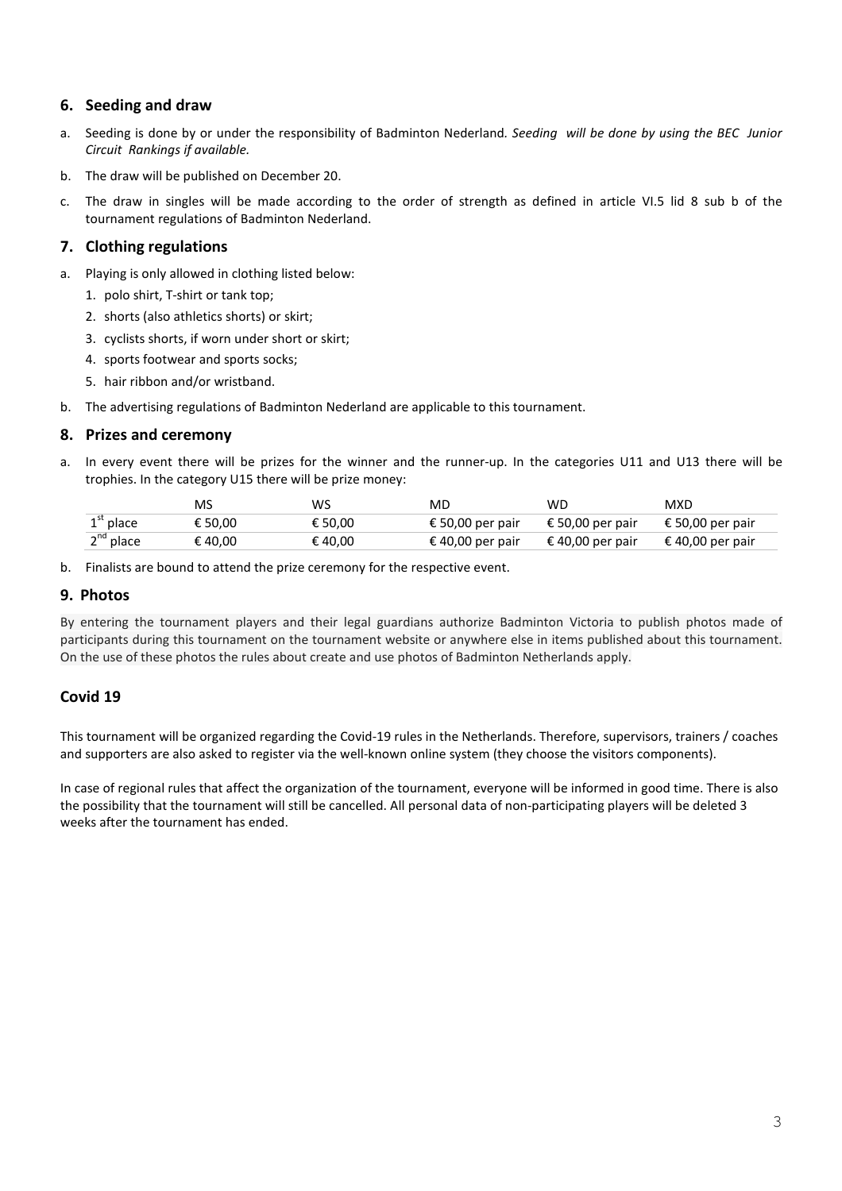## 6. Seeding and draw

a. Seeding is done by or under the responsibility of Badminton Nederland. *Seeding will be done by using the BEC Junior Circuit Rankings if available.*

b. The draw will be published on December 20.

c. The draw in singles will be made according to the order of strength as defined in article VI.5 lid 8 sub b of the tournament regulations of Badminton Nederland.

## 7. Clothing regulations

a. Playing is only allowed in clothing listed below:
   1. polo shirt, T-shirt or tank top;
   2. shorts (also athletics shorts) or skirt;
   3. cyclists shorts, if worn under short or skirt;
   4. sports footwear and sports socks;
   5. hair ribbon and/or wristband.

b. The advertising regulations of Badminton Nederland are applicable to this tournament.

## 8. Prizes and ceremony

a. In every event there will be prizes for the winner and the runner-up. In the categories U11 and U13 there will be trophies. In the category U15 there will be prize money:

| | MS | WS | MD | WD | MXD |
|---|---|---|---|---|---|
| 1st place | € 50,00 | € 50,00 | € 50,00 per pair | € 50,00 per pair | € 50,00 per pair |
| 2nd place | € 40,00 | € 40,00 | € 40,00 per pair | € 40,00 per pair | € 40,00 per pair |

b. Finalists are bound to attend the prize ceremony for the respective event.

## 9. Photos

By entering the tournament players and their legal guardians authorize Badminton Victoria to publish photos made of participants during this tournament on the tournament website or anywhere else in items published about this tournament. On the use of these photos the rules about create and use photos of Badminton Netherlands apply.

## Covid 19

This tournament will be organized regarding the Covid-19 rules in the Netherlands. Therefore, supervisors, trainers / coaches and supporters are also asked to register via the well-known online system (they choose the visitors components).

In case of regional rules that affect the organization of the tournament, everyone will be informed in good time. There is also the possibility that the tournament will still be cancelled. All personal data of non-participating players will be deleted 3 weeks after the tournament has ended.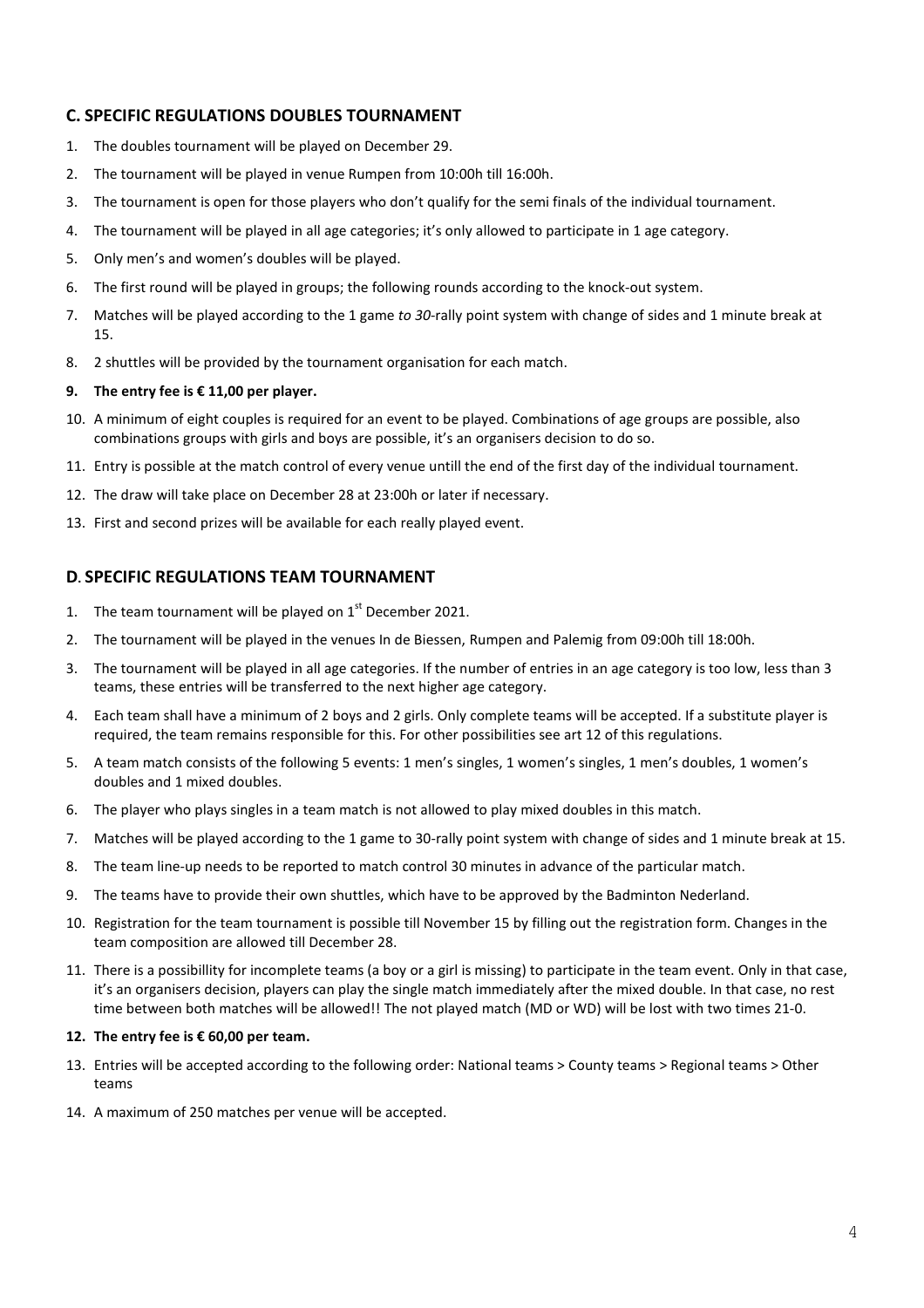## C. SPECIFIC REGULATIONS DOUBLES TOURNAMENT

1. The doubles tournament will be played on December 29.
2. The tournament will be played in venue Rumpen from 10:00h till 16:00h.
3. The tournament is open for those players who don't qualify for the semi finals of the individual tournament.
4. The tournament will be played in all age categories; it's only allowed to participate in 1 age category.
5. Only men's and women's doubles will be played.
6. The first round will be played in groups; the following rounds according to the knock-out system.
7. Matches will be played according to the 1 game *to 30*-rally point system with change of sides and 1 minute break at 15.
8. 2 shuttles will be provided by the tournament organisation for each match.
9. **The entry fee is € 11,00 per player.**
10. A minimum of eight couples is required for an event to be played. Combinations of age groups are possible, also combinations groups with girls and boys are possible, it's an organisers decision to do so.
11. Entry is possible at the match control of every venue untill the end of the first day of the individual tournament.
12. The draw will take place on December 28 at 23:00h or later if necessary.
13. First and second prizes will be available for each really played event.

## D. SPECIFIC REGULATIONS TEAM TOURNAMENT

1. The team tournament will be played on 1st December 2021.
2. The tournament will be played in the venues In de Biessen, Rumpen and Palemig from 09:00h till 18:00h.
3. The tournament will be played in all age categories. If the number of entries in an age category is too low, less than 3 teams, these entries will be transferred to the next higher age category.
4. Each team shall have a minimum of 2 boys and 2 girls. Only complete teams will be accepted. If a substitute player is required, the team remains responsible for this. For other possibilities see art 12 of this regulations.
5. A team match consists of the following 5 events: 1 men's singles, 1 women's singles, 1 men's doubles, 1 women's doubles and 1 mixed doubles.
6. The player who plays singles in a team match is not allowed to play mixed doubles in this match.
7. Matches will be played according to the 1 game to 30-rally point system with change of sides and 1 minute break at 15.
8. The team line-up needs to be reported to match control 30 minutes in advance of the particular match.
9. The teams have to provide their own shuttles, which have to be approved by the Badminton Nederland.
10. Registration for the team tournament is possible till November 15 by filling out the registration form. Changes in the team composition are allowed till December 28.
11. There is a possibillity for incomplete teams (a boy or a girl is missing) to participate in the team event. Only in that case, it's an organisers decision, players can play the single match immediately after the mixed double. In that case, no rest time between both matches will be allowed!! The not played match (MD or WD) will be lost with two times 21-0.
12. **The entry fee is € 60,00 per team.**
13. Entries will be accepted according to the following order: National teams > County teams > Regional teams > Other teams
14. A maximum of 250 matches per venue will be accepted.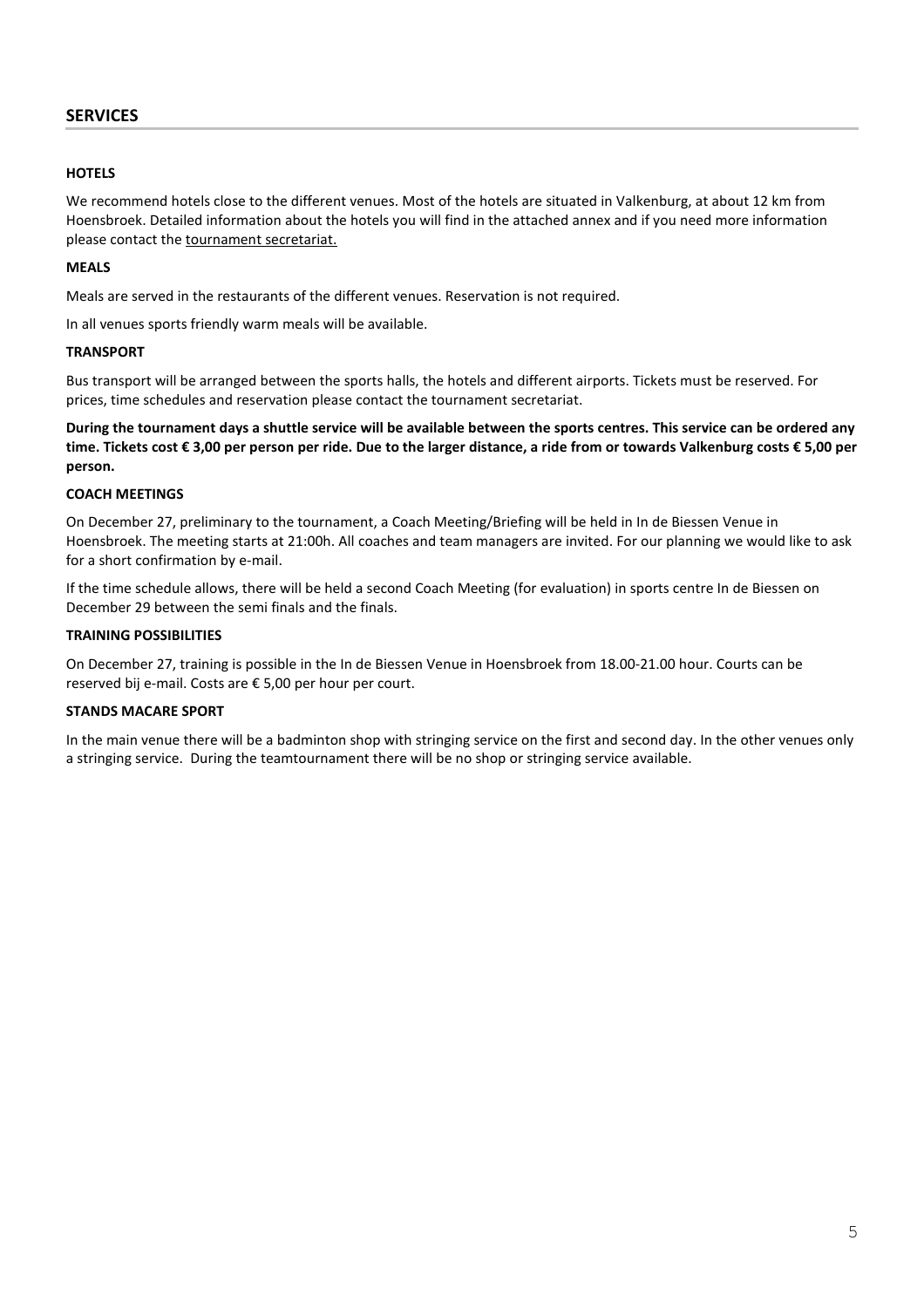## SERVICES

### HOTELS

We recommend hotels close to the different venues. Most of the hotels are situated in Valkenburg, at about 12 km from Hoensbroek. Detailed information about the hotels you will find in the attached annex and if you need more information please contact the tournament secretariat.

### MEALS

Meals are served in the restaurants of the different venues. Reservation is not required.

In all venues sports friendly warm meals will be available.

### TRANSPORT

Bus transport will be arranged between the sports halls, the hotels and different airports. Tickets must be reserved. For prices, time schedules and reservation please contact the tournament secretariat.

**During the tournament days a shuttle service will be available between the sports centres. This service can be ordered any time. Tickets cost € 3,00 per person per ride. Due to the larger distance, a ride from or towards Valkenburg costs € 5,00 per person.**

### COACH MEETINGS

On December 27, preliminary to the tournament, a Coach Meeting/Briefing will be held in In de Biessen Venue in Hoensbroek. The meeting starts at 21:00h. All coaches and team managers are invited. For our planning we would like to ask for a short confirmation by e-mail.

If the time schedule allows, there will be held a second Coach Meeting (for evaluation) in sports centre In de Biessen on December 29 between the semi finals and the finals.

### TRAINING POSSIBILITIES

On December 27, training is possible in the In de Biessen Venue in Hoensbroek from 18.00-21.00 hour. Courts can be reserved bij e-mail. Costs are € 5,00 per hour per court.

### STANDS MACARE SPORT

In the main venue there will be a badminton shop with stringing service on the first and second day. In the other venues only a stringing service. During the teamtournament there will be no shop or stringing service available.